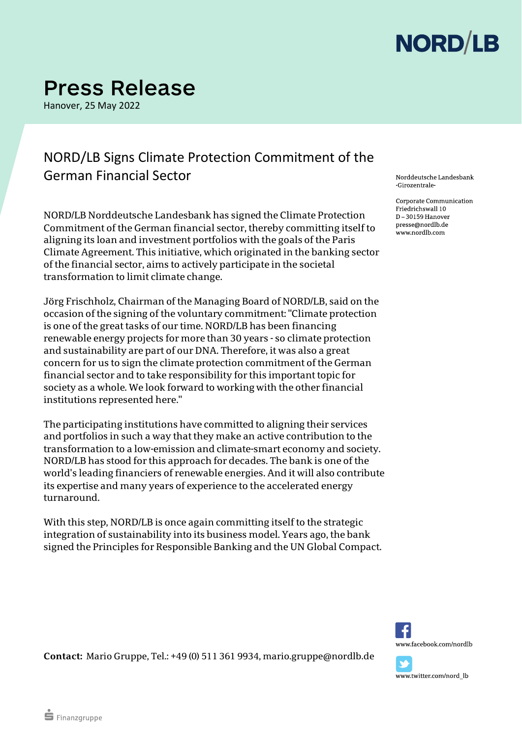# Press Release

Hanover, 25 May 2022

## NORD/LB Signs Climate Protection Commitment of the German Financial Sector

Norddeutsche Landesbank
-Girozentrale-

Corporate Communication
Friedrichswall 10
D – 30159 Hanover
presse@nordlb.de
www.nordlb.com

NORD/LB Norddeutsche Landesbank has signed the Climate Protection Commitment of the German financial sector, thereby committing itself to aligning its loan and investment portfolios with the goals of the Paris Climate Agreement. This initiative, which originated in the banking sector of the financial sector, aims to actively participate in the societal transformation to limit climate change.

Jörg Frischholz, Chairman of the Managing Board of NORD/LB, said on the occasion of the signing of the voluntary commitment: "Climate protection is one of the great tasks of our time. NORD/LB has been financing renewable energy projects for more than 30 years - so climate protection and sustainability are part of our DNA. Therefore, it was also a great concern for us to sign the climate protection commitment of the German financial sector and to take responsibility for this important topic for society as a whole. We look forward to working with the other financial institutions represented here."

The participating institutions have committed to aligning their services and portfolios in such a way that they make an active contribution to the transformation to a low-emission and climate-smart economy and society. NORD/LB has stood for this approach for decades. The bank is one of the world's leading financiers of renewable energies. And it will also contribute its expertise and many years of experience to the accelerated energy turnaround.

With this step, NORD/LB is once again committing itself to the strategic integration of sustainability into its business model. Years ago, the bank signed the Principles for Responsible Banking and the UN Global Compact.

**Contact:** Mario Gruppe, Tel.: +49 (0) 511 361 9934, mario.gruppe@nordlb.de

www.facebook.com/nordlb

www.twitter.com/nord_lb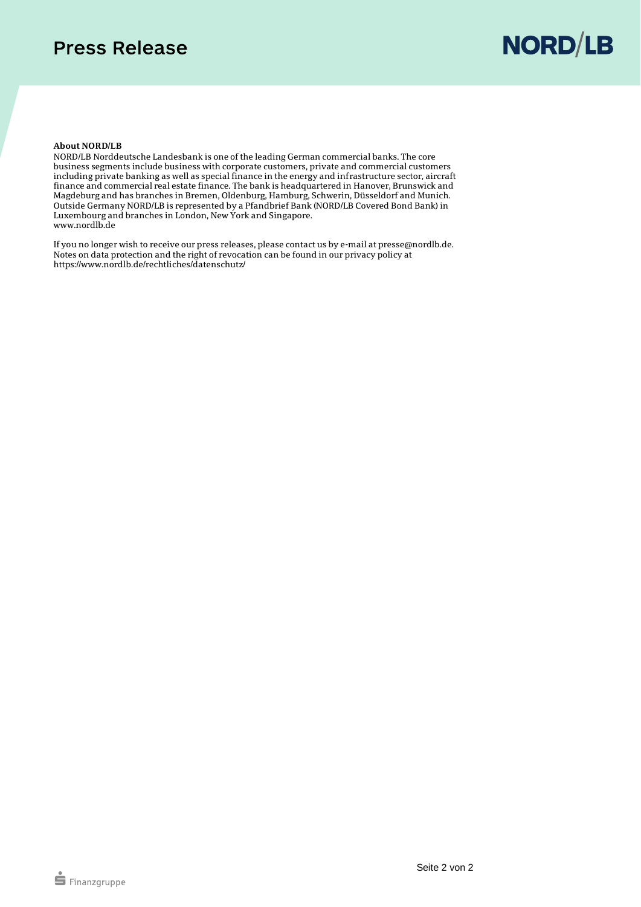**About NORD/LB**
NORD/LB Norddeutsche Landesbank is one of the leading German commercial banks. The core business segments include business with corporate customers, private and commercial customers including private banking as well as special finance in the energy and infrastructure sector, aircraft finance and commercial real estate finance. The bank is headquartered in Hanover, Brunswick and Magdeburg and has branches in Bremen, Oldenburg, Hamburg, Schwerin, Düsseldorf and Munich. Outside Germany NORD/LB is represented by a Pfandbrief Bank (NORD/LB Covered Bond Bank) in Luxembourg and branches in London, New York and Singapore.
www.nordlb.de

If you no longer wish to receive our press releases, please contact us by e-mail at presse@nordlb.de. Notes on data protection and the right of revocation can be found in our privacy policy at https://www.nordlb.de/rechtliches/datenschutz/